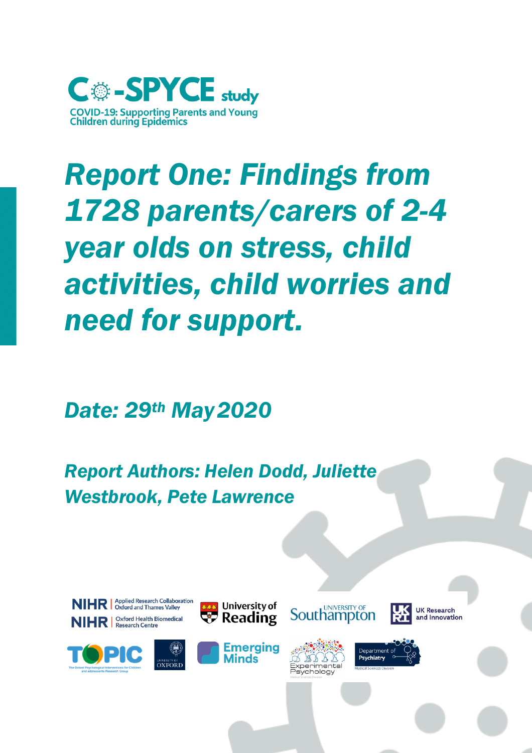# Co-SPYCE study

COVID-19: Supporting Parents and Young Children during Epidemics

# *Report One: Findings from 1728 parents/carers of 2-4 year olds on stress, child activities, child worries and need for support.*

*Date: 29th May 2020*

*Report Authors: Helen Dodd, Juliette Westbrook, Pete Lawrence*

NIHR | Applied Research Collaboration Oxford and Thames Valley
NIHR | Oxford Health Biomedical Research Centre
University of Reading
University of Southampton
UK Research and Innovation
TOPIC The Oxford Psychological Interventions for Children and adolescents Research Group
University of Oxford
Emerging Minds
Experimental Psychology Medical Sciences Division
Department of Psychiatry Medical Sciences Division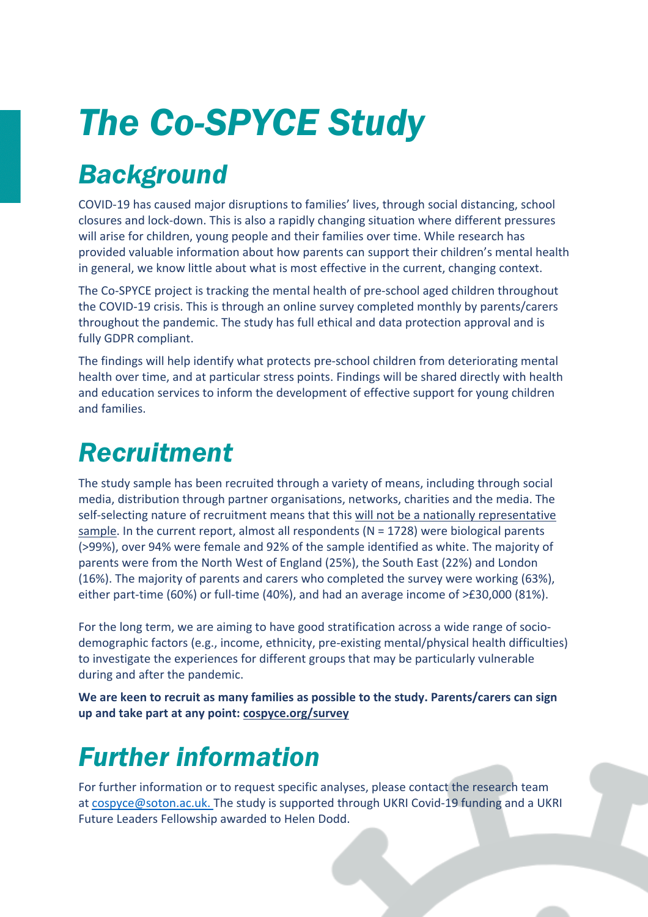# The Co-SPYCE Study

## Background

COVID-19 has caused major disruptions to families' lives, through social distancing, school closures and lock-down. This is also a rapidly changing situation where different pressures will arise for children, young people and their families over time. While research has provided valuable information about how parents can support their children's mental health in general, we know little about what is most effective in the current, changing context.

The Co-SPYCE project is tracking the mental health of pre-school aged children throughout the COVID-19 crisis. This is through an online survey completed monthly by parents/carers throughout the pandemic. The study has full ethical and data protection approval and is fully GDPR compliant.

The findings will help identify what protects pre-school children from deteriorating mental health over time, and at particular stress points. Findings will be shared directly with health and education services to inform the development of effective support for young children and families.

## Recruitment

The study sample has been recruited through a variety of means, including through social media, distribution through partner organisations, networks, charities and the media. The self-selecting nature of recruitment means that this will not be a nationally representative sample. In the current report, almost all respondents (N = 1728) were biological parents (>99%), over 94% were female and 92% of the sample identified as white. The majority of parents were from the North West of England (25%), the South East (22%) and London (16%). The majority of parents and carers who completed the survey were working (63%), either part-time (60%) or full-time (40%), and had an average income of >£30,000 (81%).

For the long term, we are aiming to have good stratification across a wide range of socio-demographic factors (e.g., income, ethnicity, pre-existing mental/physical health difficulties) to investigate the experiences for different groups that may be particularly vulnerable during and after the pandemic.

**We are keen to recruit as many families as possible to the study. Parents/carers can sign up and take part at any point: cospyce.org/survey**

## Further information

For further information or to request specific analyses, please contact the research team at cospyce@soton.ac.uk. The study is supported through UKRI Covid-19 funding and a UKRI Future Leaders Fellowship awarded to Helen Dodd.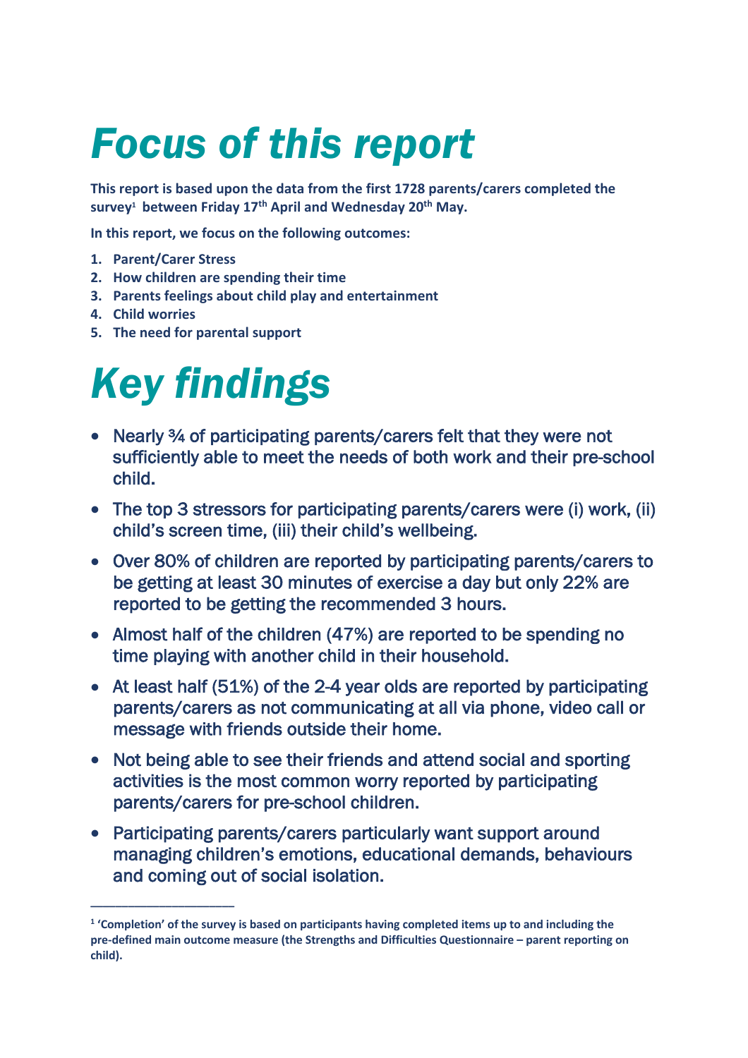# *Focus of this report*

**This report is based upon the data from the first 1728 parents/carers completed the survey[1] between Friday 17th April and Wednesday 20th May.**

**In this report, we focus on the following outcomes:**

1. **Parent/Carer Stress**
2. **How children are spending their time**
3. **Parents feelings about child play and entertainment**
4. **Child worries**
5. **The need for parental support**

# *Key findings*

- Nearly ¾ of participating parents/carers felt that they were not sufficiently able to meet the needs of both work and their pre-school child.
- The top 3 stressors for participating parents/carers were (i) work, (ii) child's screen time, (iii) their child's wellbeing.
- Over 80% of children are reported by participating parents/carers to be getting at least 30 minutes of exercise a day but only 22% are reported to be getting the recommended 3 hours.
- Almost half of the children (47%) are reported to be spending no time playing with another child in their household.
- At least half (51%) of the 2-4 year olds are reported by participating parents/carers as not communicating at all via phone, video call or message with friends outside their home.
- Not being able to see their friends and attend social and sporting activities is the most common worry reported by participating parents/carers for pre-school children.
- Participating parents/carers particularly want support around managing children's emotions, educational demands, behaviours and coming out of social isolation.

---

[1] **'Completion' of the survey is based on participants having completed items up to and including the pre-defined main outcome measure (the Strengths and Difficulties Questionnaire – parent reporting on child).**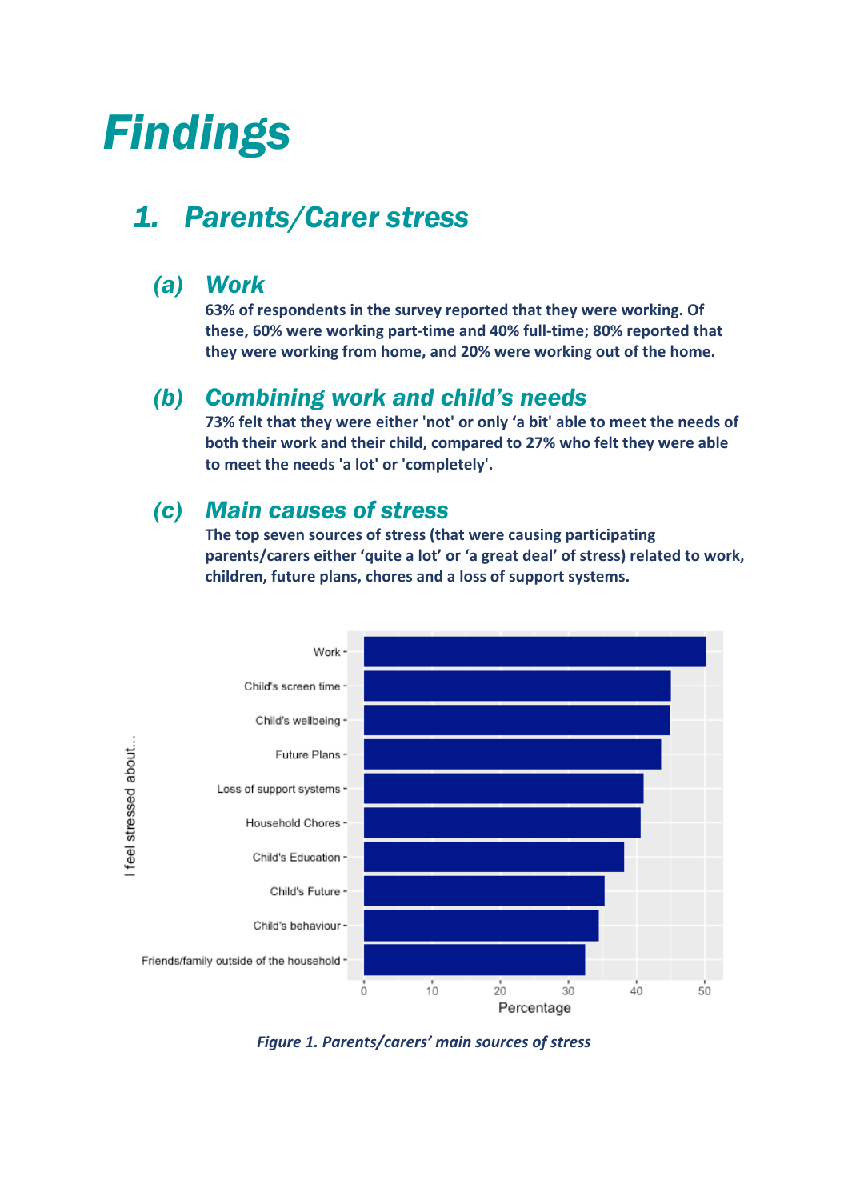# Findings

## 1. Parents/Carer stress

### (a) Work

**63% of respondents in the survey reported that they were working. Of these, 60% were working part-time and 40% full-time; 80% reported that they were working from home, and 20% were working out of the home.**

### (b) Combining work and child's needs

**73% felt that they were either 'not' or only 'a bit' able to meet the needs of both their work and their child, compared to 27% who felt they were able to meet the needs 'a lot' or 'completely'.**

### (c) Main causes of stress

**The top seven sources of stress (that were causing participating parents/carers either 'quite a lot' or 'a great deal' of stress) related to work, children, future plans, chores and a loss of support systems.**

*Figure 1. Parents/carers' main sources of stress*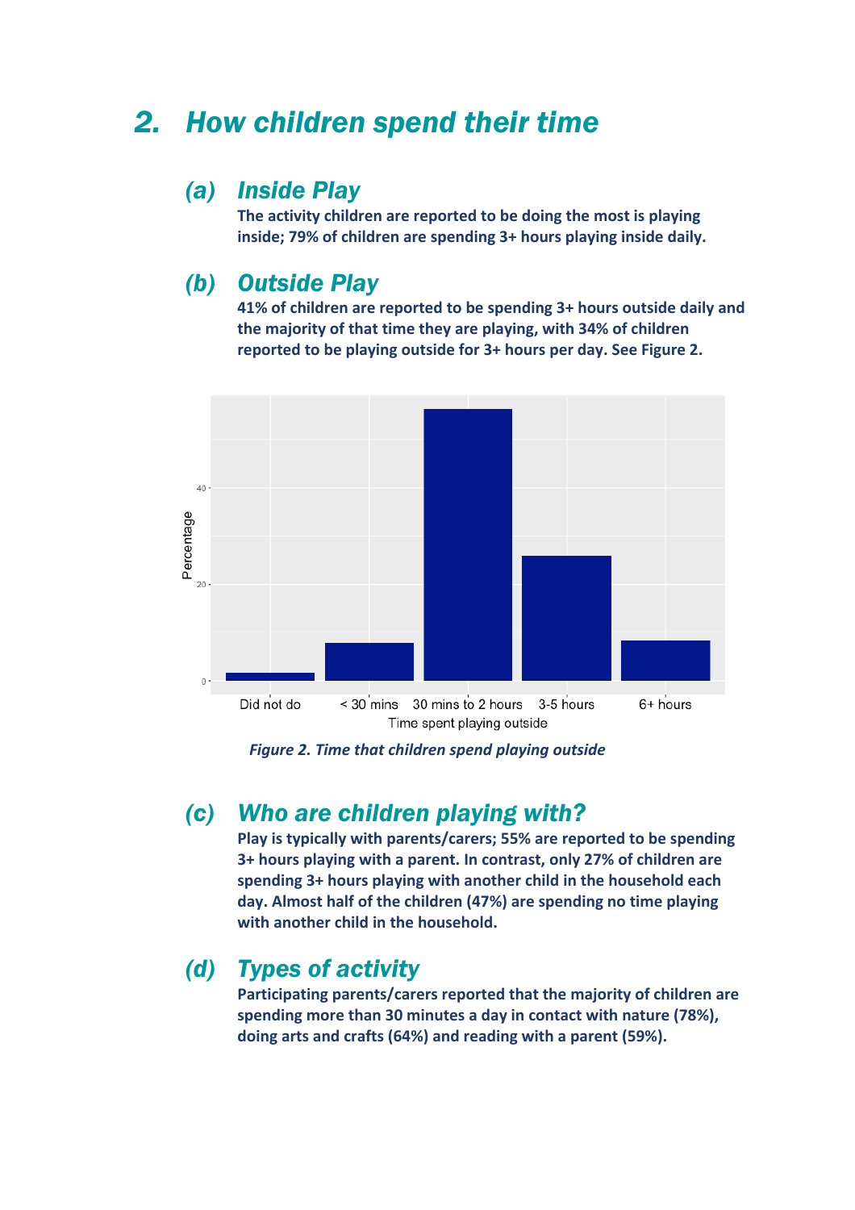## 2. How children spend their time

### (a) Inside Play

**The activity children are reported to be doing the most is playing inside; 79% of children are spending 3+ hours playing inside daily.**

### (b) Outside Play

**41% of children are reported to be spending 3+ hours outside daily and the majority of that time they are playing, with 34% of children reported to be playing outside for 3+ hours per day. See Figure 2.**

*Figure 2. Time that children spend playing outside*

### (c) Who are children playing with?

**Play is typically with parents/carers; 55% are reported to be spending 3+ hours playing with a parent. In contrast, only 27% of children are spending 3+ hours playing with another child in the household each day. Almost half of the children (47%) are spending no time playing with another child in the household.**

### (d) Types of activity

**Participating parents/carers reported that the majority of children are spending more than 30 minutes a day in contact with nature (78%), doing arts and crafts (64%) and reading with a parent (59%).**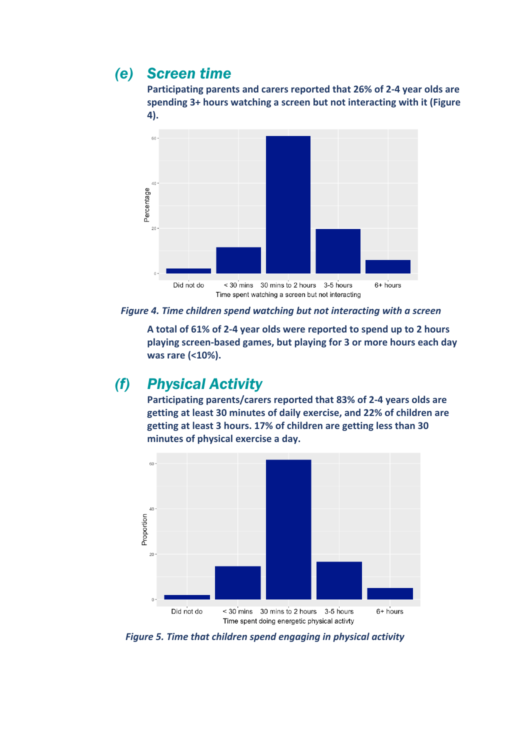## (e) Screen time

**Participating parents and carers reported that 26% of 2-4 year olds are spending 3+ hours watching a screen but not interacting with it (Figure 4).**

*Figure 4. Time children spend watching but not interacting with a screen*

**A total of 61% of 2-4 year olds were reported to spend up to 2 hours playing screen-based games, but playing for 3 or more hours each day was rare (<10%).**

## (f) Physical Activity

**Participating parents/carers reported that 83% of 2-4 years olds are getting at least 30 minutes of daily exercise, and 22% of children are getting at least 3 hours. 17% of children are getting less than 30 minutes of physical exercise a day.**

*Figure 5. Time that children spend engaging in physical activity*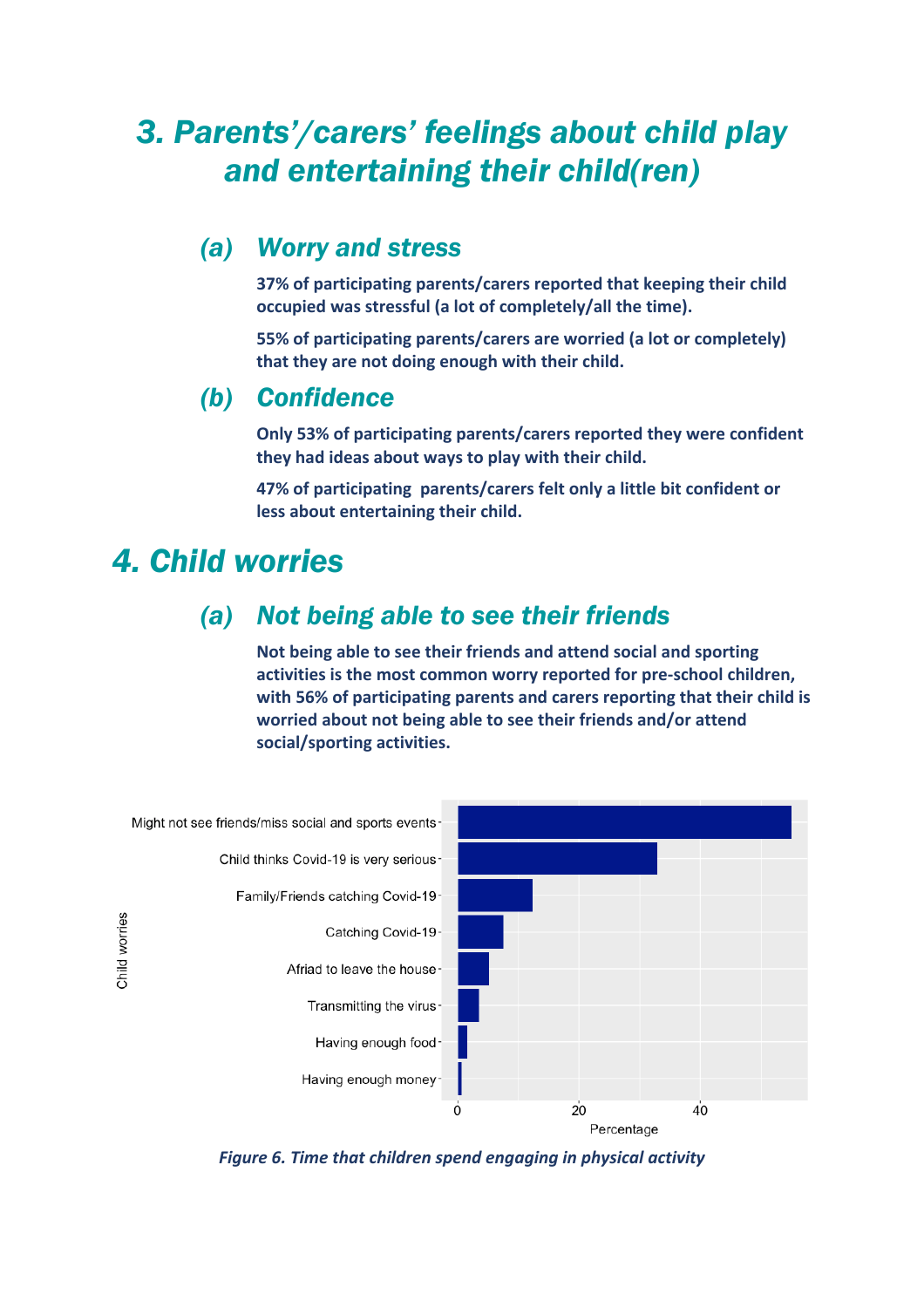# 3. Parents'/carers' feelings about child play and entertaining their child(ren)

## (a) Worry and stress

**37% of participating parents/carers reported that keeping their child occupied was stressful (a lot of completely/all the time).**

**55% of participating parents/carers are worried (a lot or completely) that they are not doing enough with their child.**

## (b) Confidence

**Only 53% of participating parents/carers reported they were confident they had ideas about ways to play with their child.**

**47% of participating parents/carers felt only a little bit confident or less about entertaining their child.**

# 4. Child worries

## (a) Not being able to see their friends

**Not being able to see their friends and attend social and sporting activities is the most common worry reported for pre-school children, with 56% of participating parents and carers reporting that their child is worried about not being able to see their friends and/or attend social/sporting activities.**

*Figure 6. Time that children spend engaging in physical activity*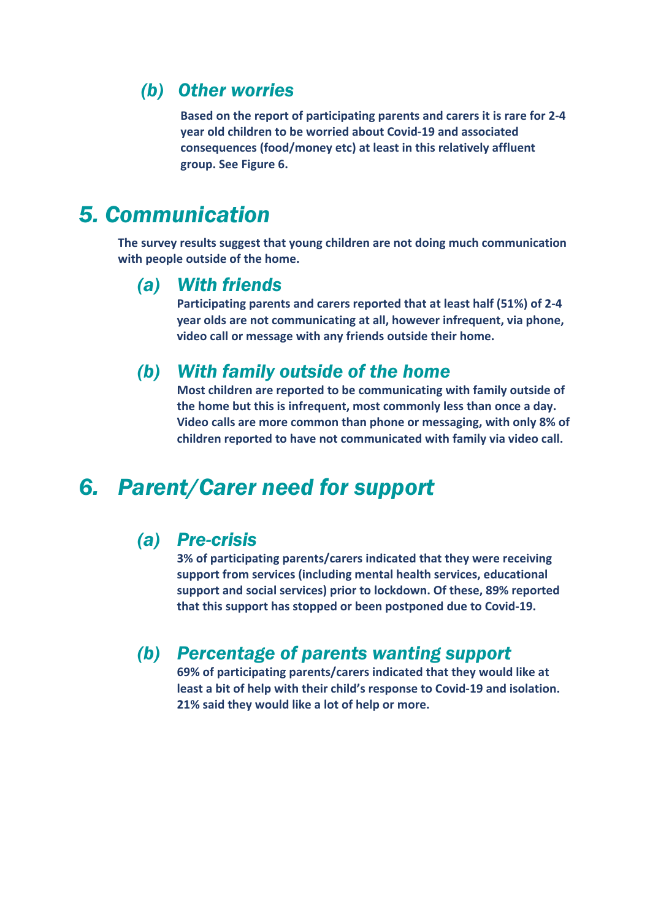### *(b) Other worries*

**Based on the report of participating parents and carers it is rare for 2-4 year old children to be worried about Covid-19 and associated consequences (food/money etc) at least in this relatively affluent group. See Figure 6.**

## *5. Communication*

**The survey results suggest that young children are not doing much communication with people outside of the home.**

### *(a) With friends*

**Participating parents and carers reported that at least half (51%) of 2-4 year olds are not communicating at all, however infrequent, via phone, video call or message with any friends outside their home.**

### *(b) With family outside of the home*

**Most children are reported to be communicating with family outside of the home but this is infrequent, most commonly less than once a day. Video calls are more common than phone or messaging, with only 8% of children reported to have not communicated with family via video call.**

## *6. Parent/Carer need for support*

### *(a) Pre-crisis*

**3% of participating parents/carers indicated that they were receiving support from services (including mental health services, educational support and social services) prior to lockdown. Of these, 89% reported that this support has stopped or been postponed due to Covid-19.**

### *(b) Percentage of parents wanting support*

**69% of participating parents/carers indicated that they would like at least a bit of help with their child's response to Covid-19 and isolation. 21% said they would like a lot of help or more.**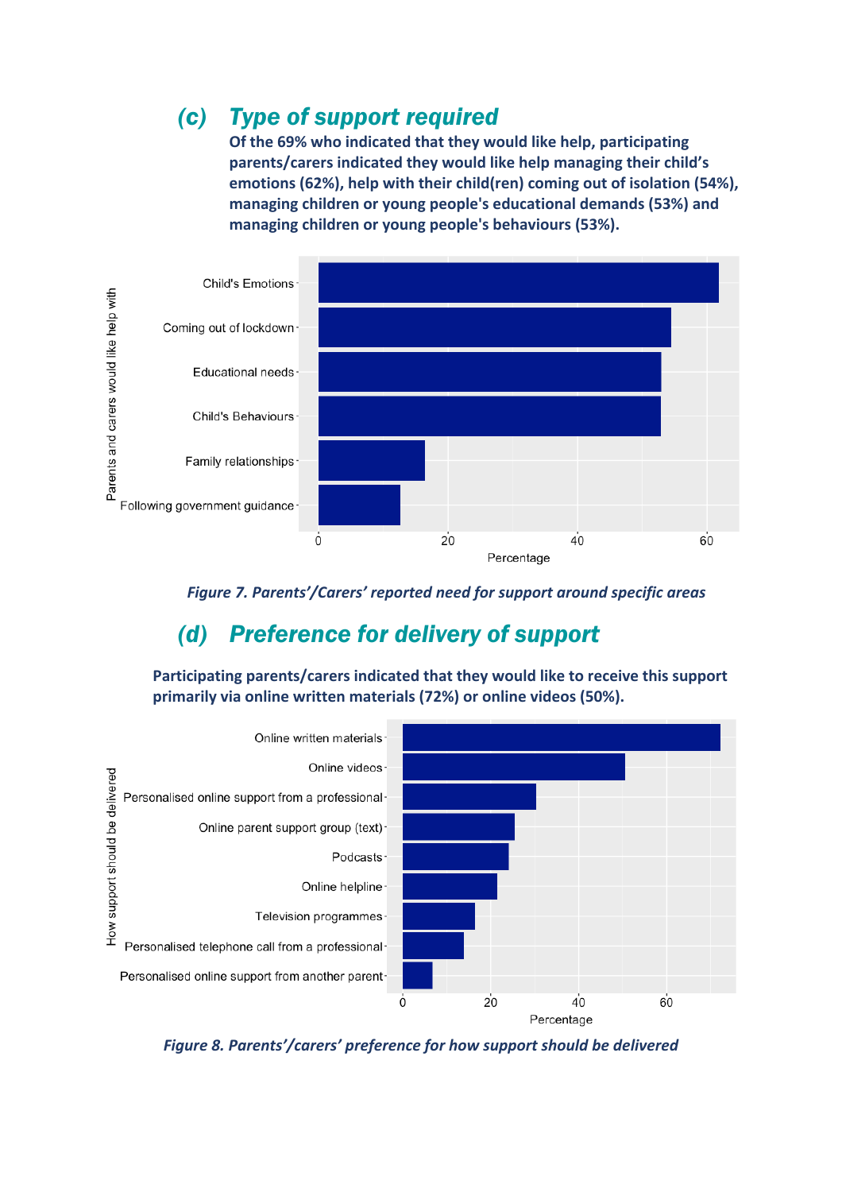## *(c) Type of support required*

**Of the 69% who indicated that they would like help, participating parents/carers indicated they would like help managing their child's emotions (62%), help with their child(ren) coming out of isolation (54%), managing children or young people's educational demands (53%) and managing children or young people's behaviours (53%).**

*Figure 7. Parents'/Carers' reported need for support around specific areas*

## *(d) Preference for delivery of support*

**Participating parents/carers indicated that they would like to receive this support primarily via online written materials (72%) or online videos (50%).**

*Figure 8. Parents'/carers' preference for how support should be delivered*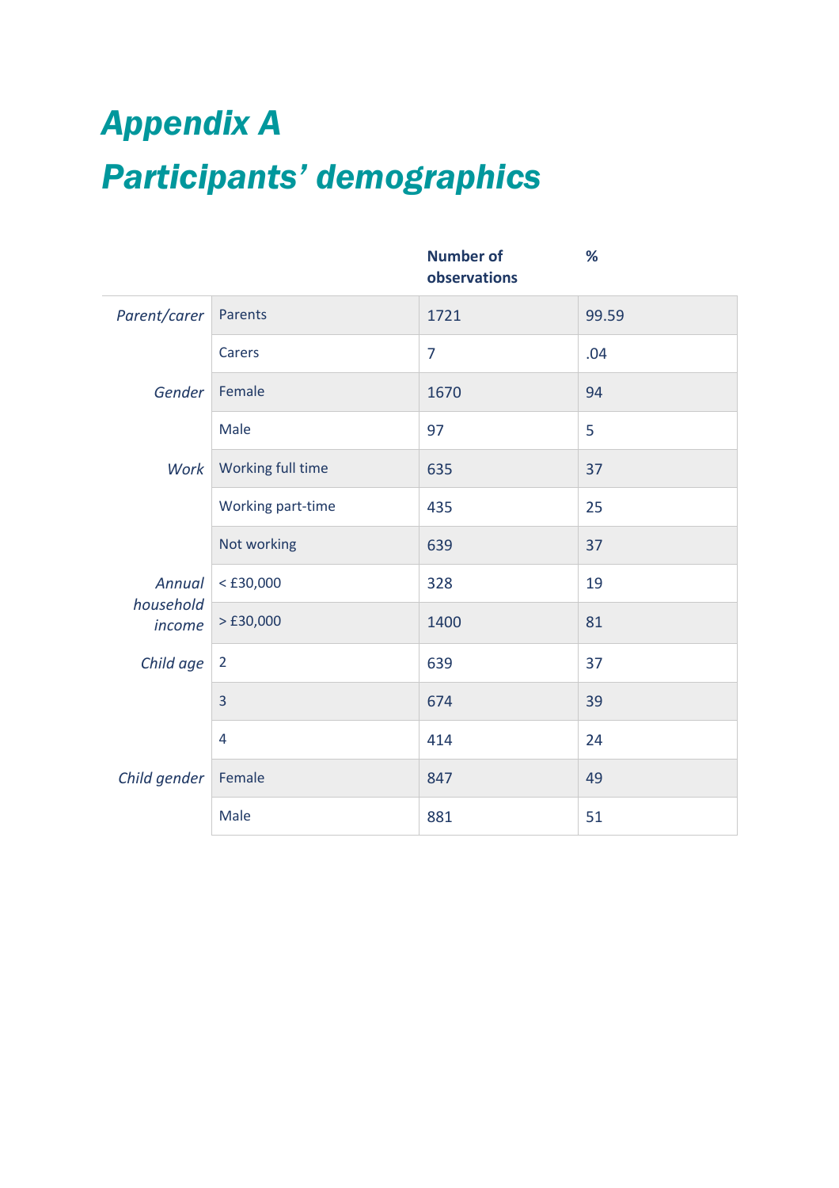# Appendix A

# Participants' demographics

| | | Number of observations | % |
|---|---|---|---|
| *Parent/carer* | Parents | 1721 | 99.59 |
| | Carers | 7 | .04 |
| *Gender* | Female | 1670 | 94 |
| | Male | 97 | 5 |
| *Work* | Working full time | 635 | 37 |
| | Working part-time | 435 | 25 |
| | Not working | 639 | 37 |
| *Annual household income* | < £30,000 | 328 | 19 |
| | > £30,000 | 1400 | 81 |
| *Child age* | 2 | 639 | 37 |
| | 3 | 674 | 39 |
| | 4 | 414 | 24 |
| *Child gender* | Female | 847 | 49 |
| | Male | 881 | 51 |